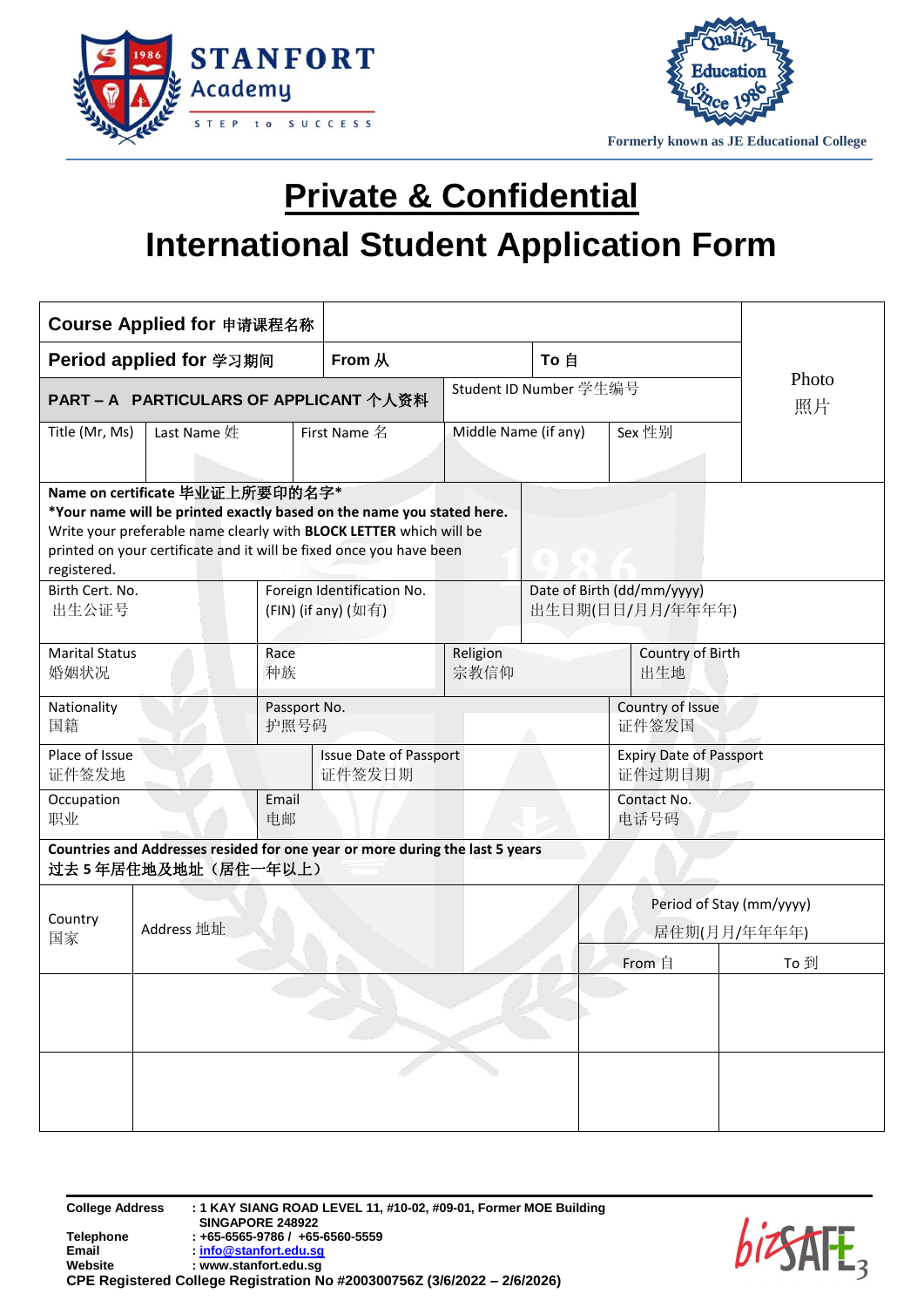STANFORT Academy
STEP to SUCCESS

Quality Education Since 1986

Formerly known as JE Educational College

# Private & Confidential

# International Student Application Form

| **Course Applied for 申请课程名称** | | | Photo 照片 |
|---|---|---|---|
| **Period applied for 学习期间** | **From 从** | **To 自** | |
| **PART – A PARTICULARS OF APPLICANT 个人资料** | Student ID Number 学生编号 | | |

| Title (Mr, Ms) | Last Name 姓 | First Name 名 | Middle Name (if any) | Sex 性别 |
|---|---|---|---|---|
| | | | | |

| **Name on certificate 毕业证上所要印的名字*** **\*Your name will be printed exactly based on the name you stated here.** Write your preferable name clearly with **BLOCK LETTER** which will be printed on your certificate and it will be fixed once you have been registered. | | | |
|---|---|---|---|
| Birth Cert. No. 出生公证号 | Foreign Identification No. (FIN) (if any) (如有) | Date of Birth (dd/mm/yyyy) 出生日期(日日/月月/年年年年) | |
| Marital Status 婚姻状况 | Race 种族 | Religion 宗教信仰 | Country of Birth 出生地 |
| Nationality 国籍 | Passport No. 护照号码 | | Country of Issue 证件签发国 |
| Place of Issue 证件签发地 | Issue Date of Passport 证件签发日期 | | Expiry Date of Passport 证件过期日期 |
| Occupation 职业 | Email 电邮 | | Contact No. 电话号码 |

**Countries and Addresses resided for one year or more during the last 5 years**
**过去 5 年居住地及地址（居住一年以上）**

| Country 国家 | Address 地址 | Period of Stay (mm/yyyy) 居住期(月月/年年年年) From 自 | To 到 |
|---|---|---|---|
| | | | |
| | | | |

**College Address** : **1 KAY SIANG ROAD LEVEL 11, #10-02, #09-01, Former MOE Building SINGAPORE 248922**
**Telephone** : **+65-6565-9786 / +65-6560-5559**
**Email** : **info@stanfort.edu.sg**
**Website** : **www.stanfort.edu.sg**
**CPE Registered College Registration No #200300756Z (3/6/2022 – 2/6/2026)**

bizSAFE 3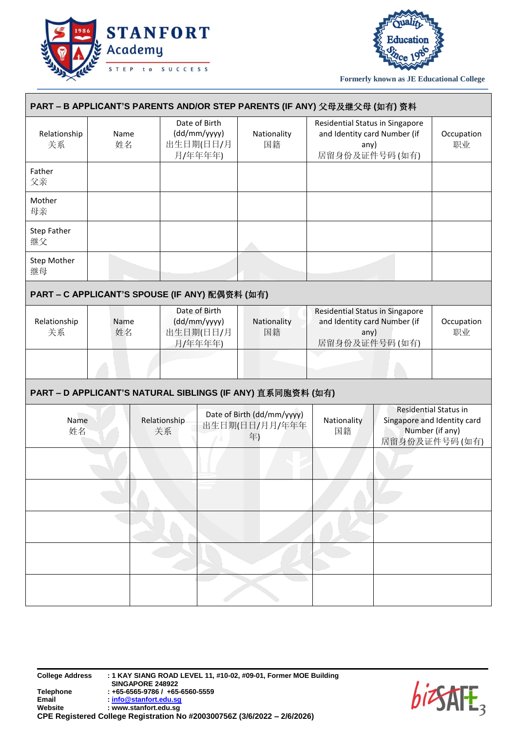## PART – B APPLICANT'S PARENTS AND/OR STEP PARENTS (IF ANY) 父母及继父母 (如有) 资料

| Relationship 关系 | Name 姓名 | Date of Birth (dd/mm/yyyy) 出生日期(日日/月月/年年年年) | Nationality 国籍 | Residential Status in Singapore and Identity card Number (if any) 居留身份及证件号码 (如有) | Occupation 职业 |
|---|---|---|---|---|---|
| Father 父亲 | | | | | |
| Mother 母亲 | | | | | |
| Step Father 继父 | | | | | |
| Step Mother 继母 | | | | | |

## PART – C APPLICANT'S SPOUSE (IF ANY) 配偶资料 (如有)

| Relationship 关系 | Name 姓名 | Date of Birth (dd/mm/yyyy) 出生日期(日日/月月/年年年年) | Nationality 国籍 | Residential Status in Singapore and Identity card Number (if any) 居留身份及证件号码 (如有) | Occupation 职业 |
|---|---|---|---|---|---|
| | | | | | |

## PART – D APPLICANT'S NATURAL SIBLINGS (IF ANY) 直系同胞资料 (如有)

| Name 姓名 | Relationship 关系 | Date of Birth (dd/mm/yyyy) 出生日期(日日/月月/年年年年) | Nationality 国籍 | Residential Status in Singapore and Identity card Number (if any) 居留身份及证件号码 (如有) |
|---|---|---|---|---|
| | | | | |
| | | | | |
| | | | | |
| | | | | |
| | | | | |

**College Address** : **1 KAY SIANG ROAD LEVEL 11, #10-02, #09-01, Former MOE Building SINGAPORE 248922**
**Telephone** : **+65-6565-9786 / +65-6560-5559**
**Email** : **info@stanfort.edu.sg**
**Website** : **www.stanfort.edu.sg**
**CPE Registered College Registration No #200300756Z (3/6/2022 – 2/6/2026)**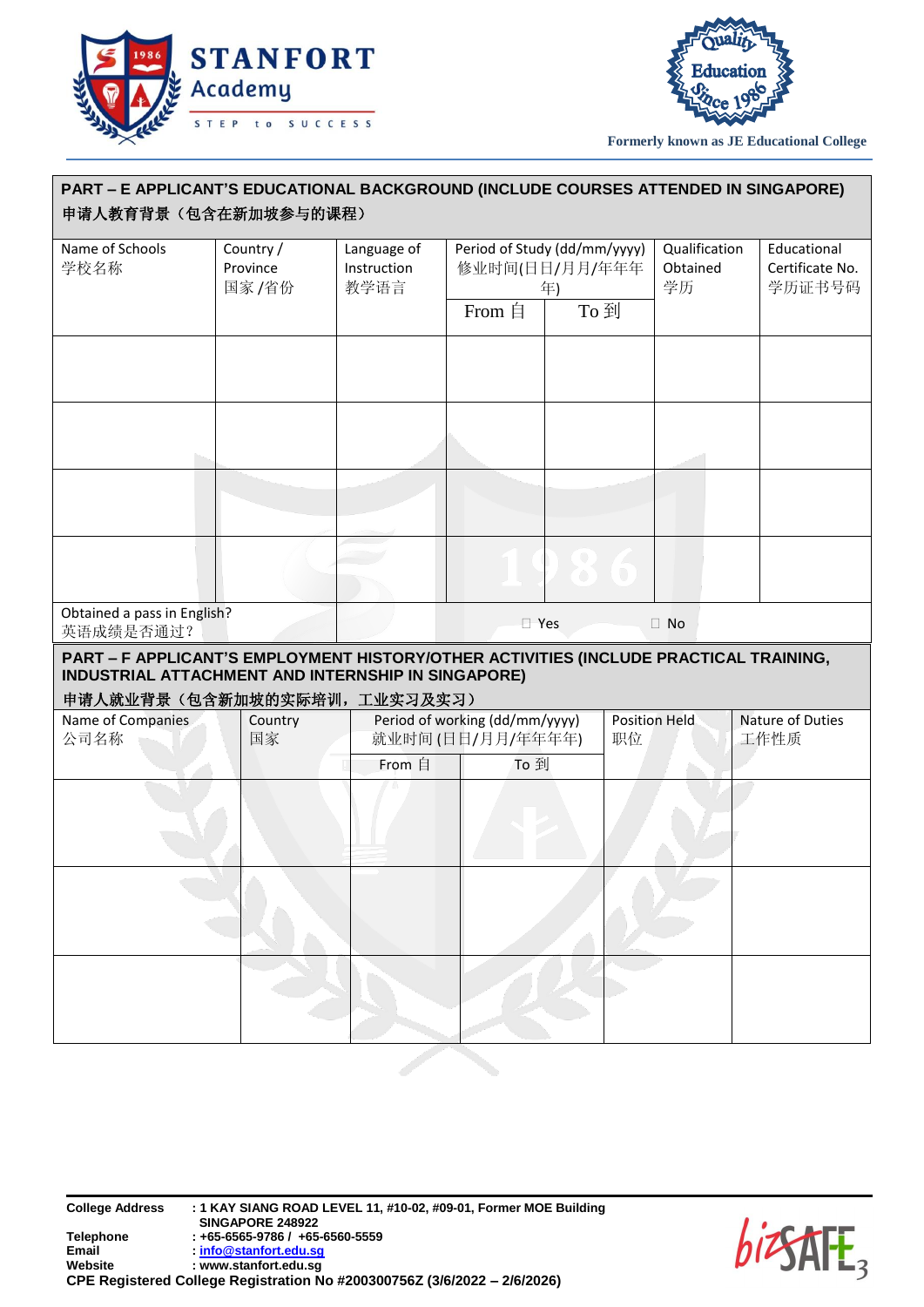**STANFORT Academy**
STEP to SUCCESS

Formerly known as JE Educational College

## PART – E APPLICANT'S EDUCATIONAL BACKGROUND (INCLUDE COURSES ATTENDED IN SINGAPORE)
## 申请人教育背景（包含在新加坡参与的课程）

| Name of Schools 学校名称 | Country / Province 国家 /省份 | Language of Instruction 教学语言 | Period of Study (dd/mm/yyyy) 修业时间(日日/月月/年年年年) | | Qualification Obtained 学历 | Educational Certificate No. 学历证书号码 |
|---|---|---|---|---|---|---|
| | | | From 自 | To 到 | | |
| | | | | | | |
| | | | | | | |
| | | | | | | |
| | | | | | | |

| Obtained a pass in English? 英语成绩是否通过？ | ☐ Yes | ☐ No |
|---|---|---|

## PART – F APPLICANT'S EMPLOYMENT HISTORY/OTHER ACTIVITIES (INCLUDE PRACTICAL TRAINING, INDUSTRIAL ATTACHMENT AND INTERNSHIP IN SINGAPORE)
## 申请人就业背景（包含新加坡的实际培训，工业实习及实习）

| Name of Companies 公司名称 | Country 国家 | Period of working (dd/mm/yyyy) 就业时间 (日日/月月/年年年年) | | Position Held 职位 | Nature of Duties 工作性质 |
|---|---|---|---|---|---|
| | | From 自 | To 到 | | |
| | | | | | |
| | | | | | |
| | | | | | |

**College Address** : **1 KAY SIANG ROAD LEVEL 11, #10-02, #09-01, Former MOE Building SINGAPORE 248922**
**Telephone** : **+65-6565-9786 / +65-6560-5559**
**Email** : **info@stanfort.edu.sg**
**Website** : **www.stanfort.edu.sg**
**CPE Registered College Registration No #200300756Z (3/6/2022 – 2/6/2026)**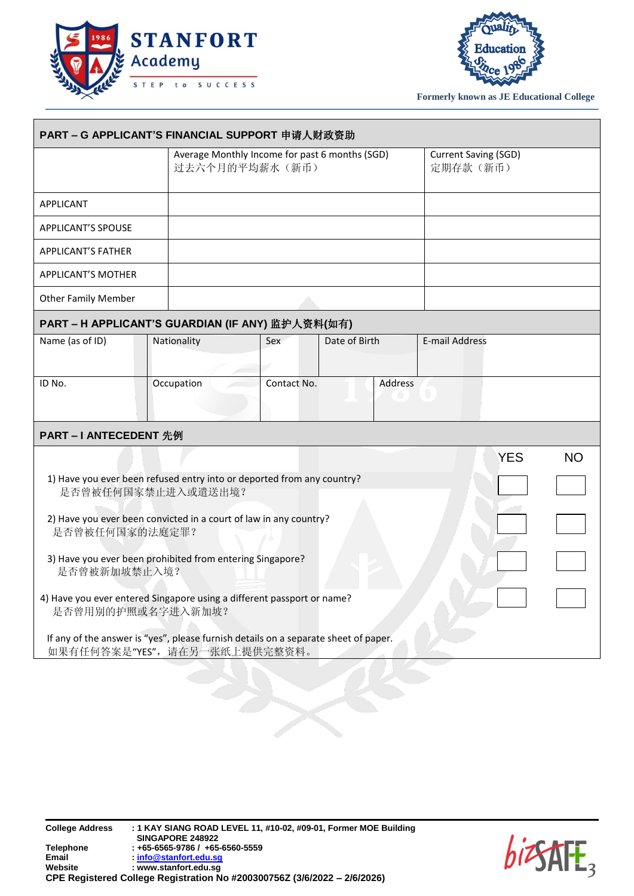STANFORT Academy

STEP to SUCCESS

Formerly known as JE Educational College

| PART – G APPLICANT'S FINANCIAL SUPPORT 申请人财政资助 | | |
|---|---|---|
| | Average Monthly Income for past 6 months (SGD) 过去六个月的平均薪水（新币） | Current Saving (SGD) 定期存款（新币） |
| APPLICANT | | |
| APPLICANT'S SPOUSE | | |
| APPLICANT'S FATHER | | |
| APPLICANT'S MOTHER | | |
| Other Family Member | | |

| PART – H APPLICANT'S GUARDIAN (IF ANY) 监护人资料(如有) | | | | |
|---|---|---|---|---|
| Name (as of ID) | Nationality | Sex | Date of Birth | E-mail Address |
| ID No. | Occupation | Contact No. | Address | |

**PART – I ANTECEDENT 先例**

| | YES | NO |
|---|---|---|
| 1) Have you ever been refused entry into or deported from any country? 是否曾被任何国家禁止进入或遣送出境？ | ☐ | ☐ |
| 2) Have you ever been convicted in a court of law in any country? 是否曾被任何国家的法庭定罪？ | ☐ | ☐ |
| 3) Have you ever been prohibited from entering Singapore? 是否曾被新加坡禁止入境？ | ☐ | ☐ |
| 4) Have you ever entered Singapore using a different passport or name? 是否曾用别的护照或名字进入新加坡？ | ☐ | ☐ |

If any of the answer is "yes", please furnish details on a separate sheet of paper.
如果有任何答案是"YES"，请在另一张纸上提供完整资料。

**College Address** : 1 KAY SIANG ROAD LEVEL 11, #10-02, #09-01, Former MOE Building SINGAPORE 248922
**Telephone** : +65-6565-9786 / +65-6560-5559
**Email** : info@stanfort.edu.sg
**Website** : www.stanfort.edu.sg
**CPE Registered College Registration No #200300756Z (3/6/2022 – 2/6/2026)**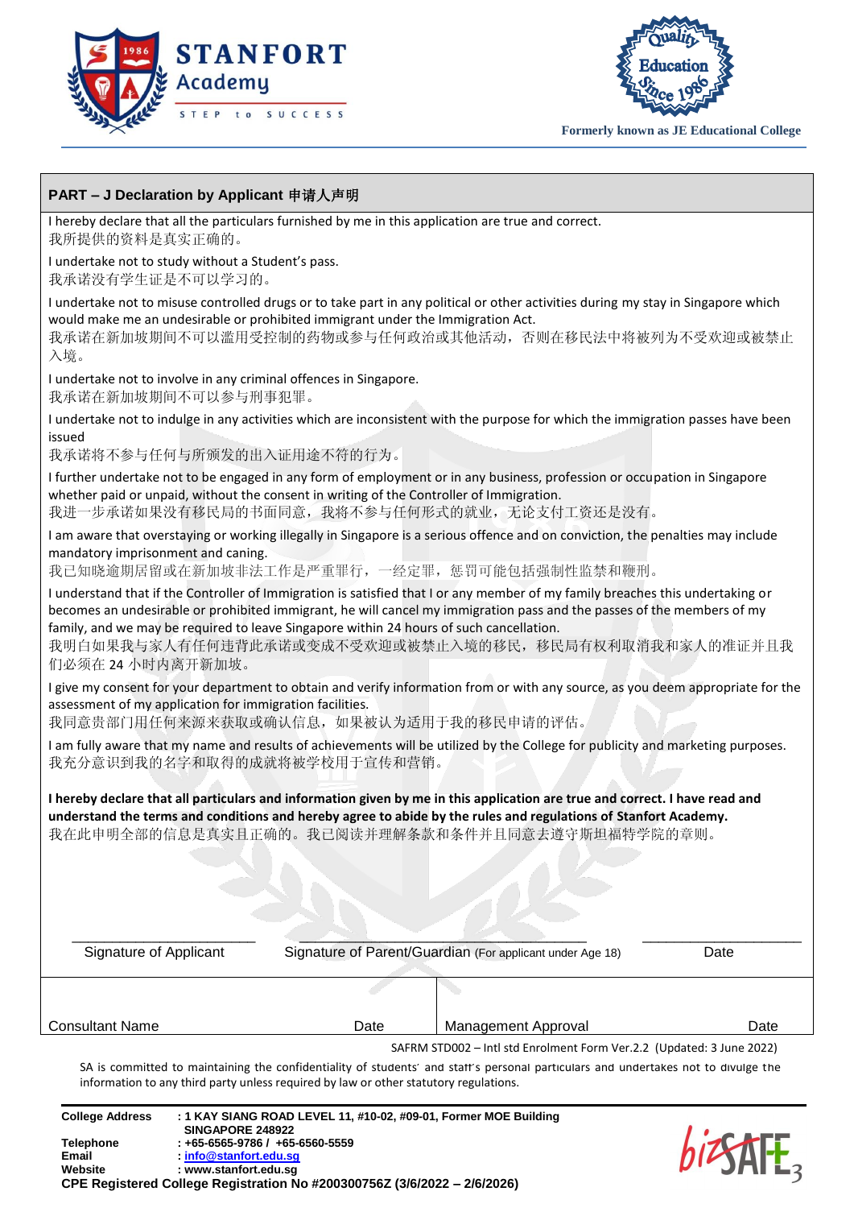STANFORT Academy

STEP to SUCCESS

Formerly known as JE Educational College

## PART – J Declaration by Applicant 申请人声明

I hereby declare that all the particulars furnished by me in this application are true and correct.
我所提供的资料是真实正确的。

I undertake not to study without a Student's pass.
我承诺没有学生证是不可以学习的。

I undertake not to misuse controlled drugs or to take part in any political or other activities during my stay in Singapore which would make me an undesirable or prohibited immigrant under the Immigration Act.
我承诺在新加坡期间不可以滥用受控制的药物或参与任何政治或其他活动，否则在移民法中将被列为不受欢迎或被禁止入境。

I undertake not to involve in any criminal offences in Singapore.
我承诺在新加坡期间不可以参与刑事犯罪。

I undertake not to indulge in any activities which are inconsistent with the purpose for which the immigration passes have been issued
我承诺将不参与任何与所颁发的出入证用途不符的行为。

I further undertake not to be engaged in any form of employment or in any business, profession or occupation in Singapore whether paid or unpaid, without the consent in writing of the Controller of Immigration.
我进一步承诺如果没有移民局的书面同意，我将不参与任何形式的就业，无论支付工资还是没有。

I am aware that overstaying or working illegally in Singapore is a serious offence and on conviction, the penalties may include mandatory imprisonment and caning.
我已知晓逾期居留或在新加坡非法工作是严重罪行，一经定罪，惩罚可能包括强制性监禁和鞭刑。

I understand that if the Controller of Immigration is satisfied that I or any member of my family breaches this undertaking or becomes an undesirable or prohibited immigrant, he will cancel my immigration pass and the passes of the members of my family, and we may be required to leave Singapore within 24 hours of such cancellation.
我明白如果我与家人有任何违背此承诺或变成不受欢迎或被禁止入境的移民，移民局有权利取消我和家人的准证并且我们必须在 24 小时内离开新加坡。

I give my consent for your department to obtain and verify information from or with any source, as you deem appropriate for the assessment of my application for immigration facilities.
我同意贵部门用任何来源来获取或确认信息，如果被认为适用于我的移民申请的评估。

I am fully aware that my name and results of achievements will be utilized by the College for publicity and marketing purposes.
我充分意识到我的名字和取得的成就将被学校用于宣传和营销。

**I hereby declare that all particulars and information given by me in this application are true and correct. I have read and understand the terms and conditions and hereby agree to abide by the rules and regulations of Stanfort Academy.**
我在此申明全部的信息是真实且正确的。我已阅读并理解条款和条件并且同意去遵守斯坦福特学院的章则。

| Signature of Applicant | Signature of Parent/Guardian (For applicant under Age 18) | Date |
|---|---|---|
| | | |

| | | | |
|---|---|---|---|
| Consultant Name | Date | Management Approval | Date |

SAFRM STD002 – Intl std Enrolment Form Ver.2.2 (Updated: 3 June 2022)

SA is committed to maintaining the confidentiality of students' and staff's personal particulars and undertakes not to divulge the information to any third party unless required by law or other statutory regulations.

**College Address** : 1 KAY SIANG ROAD LEVEL 11, #10-02, #09-01, Former MOE Building SINGAPORE 248922
**Telephone** : +65-6565-9786 / +65-6560-5559
**Email** : info@stanfort.edu.sg
**Website** : www.stanfort.edu.sg
**CPE Registered College Registration No #200300756Z (3/6/2022 – 2/6/2026)**